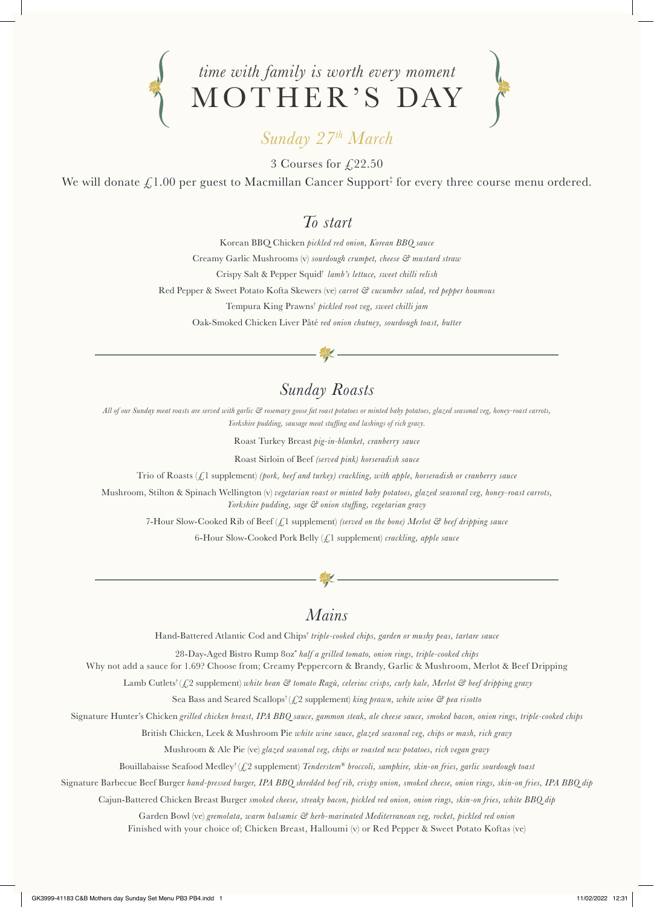*time with family is worth every moment*

# MOTHER'S DAY

## *Sunday 27th March*

3 Courses for £22.50

We will donate £1.00 per guest to Macmillan Cancer Support‡ for every three course menu ordered.

## *To start*

Korean BBQ Chicken *pickled red onion, Korean BBQ sauce*

Creamy Garlic Mushrooms (v) *sourdough crumpet, cheese & mustard straw*

Crispy Salt & Pepper Squid† *lamb's lettuce, sweet chilli relish*

Red Pepper & Sweet Potato Kofta Skewers (ve) *carrot & cucumber salad, red pepper houmous*

Tempura King Prawns† *pickled root veg, sweet chilli jam*

Oak-Smoked Chicken Liver Pâté *red onion chutney, sourdough toast, butter*

## *Sunday Roasts*

*All of our Sunday meat roasts are served with garlic & rosemary goose fat roast potatoes or minted baby potatoes, glazed seasonal veg, honey-roast carrots, Yorkshire pudding, sausage meat stuffing and lashings of rich gravy.*

Roast Turkey Breast *pig-in-blanket, cranberry sauce*

Roast Sirloin of Beef *(served pink) horseradish sauce*

Trio of Roasts (£1 supplement) *(pork, beef and turkey) crackling, with apple, horseradish or cranberry sauce*

Mushroom, Stilton & Spinach Wellington (v) *vegetarian roast or minted baby potatoes, glazed seasonal veg, honey-roast carrots, Yorkshire pudding, sage & onion stuffing, vegetarian gravy*

7-Hour Slow-Cooked Rib of Beef (£1 supplement) *(served on the bone) Merlot & beef dripping sauce*

6-Hour Slow-Cooked Pork Belly (£1 supplement) *crackling, apple sauce*

## *Mains*

Hand-Battered Atlantic Cod and Chips† *triple-cooked chips, garden or mushy peas, tartare sauce*

28-Day-Aged Bistro Rump 8oz* *half a grilled tomato, onion rings, triple-cooked chips*
Why not add a sauce for 1.69? Choose from; Creamy Peppercorn & Brandy, Garlic & Mushroom, Merlot & Beef Dripping

Lamb Cutlets† (£2 supplement) *white bean & tomato Ragù, celeriac crisps, curly kale, Merlot & beef dripping gravy*

Sea Bass and Seared Scallops† (£2 supplement) *king prawn, white wine & pea risotto*

Signature Hunter's Chicken *grilled chicken breast, IPA BBQ sauce, gammon steak, ale cheese sauce, smoked bacon, onion rings, triple-cooked chips*

British Chicken, Leek & Mushroom Pie *white wine sauce, glazed seasonal veg, chips or mash, rich gravy*

Mushroom & Ale Pie (ve) *glazed seasonal veg, chips or roasted new potatoes, rich vegan gravy*

Bouillabaisse Seafood Medley† (£2 supplement) *Tenderstem® broccoli, samphire, skin-on fries, garlic sourdough toast*

Signature Barbecue Beef Burger *hand-pressed burger, IPA BBQ shredded beef rib, crispy onion, smoked cheese, onion rings, skin-on fries, IPA BBQ dip*

Cajun-Battered Chicken Breast Burger *smoked cheese, streaky bacon, pickled red onion, onion rings, skin-on fries, white BBQ dip*

Garden Bowl (ve) *gremolata, warm balsamic & herb-marinated Mediterranean veg, rocket, pickled red onion*
Finished with your choice of; Chicken Breast, Halloumi (v) or Red Pepper & Sweet Potato Koftas (ve)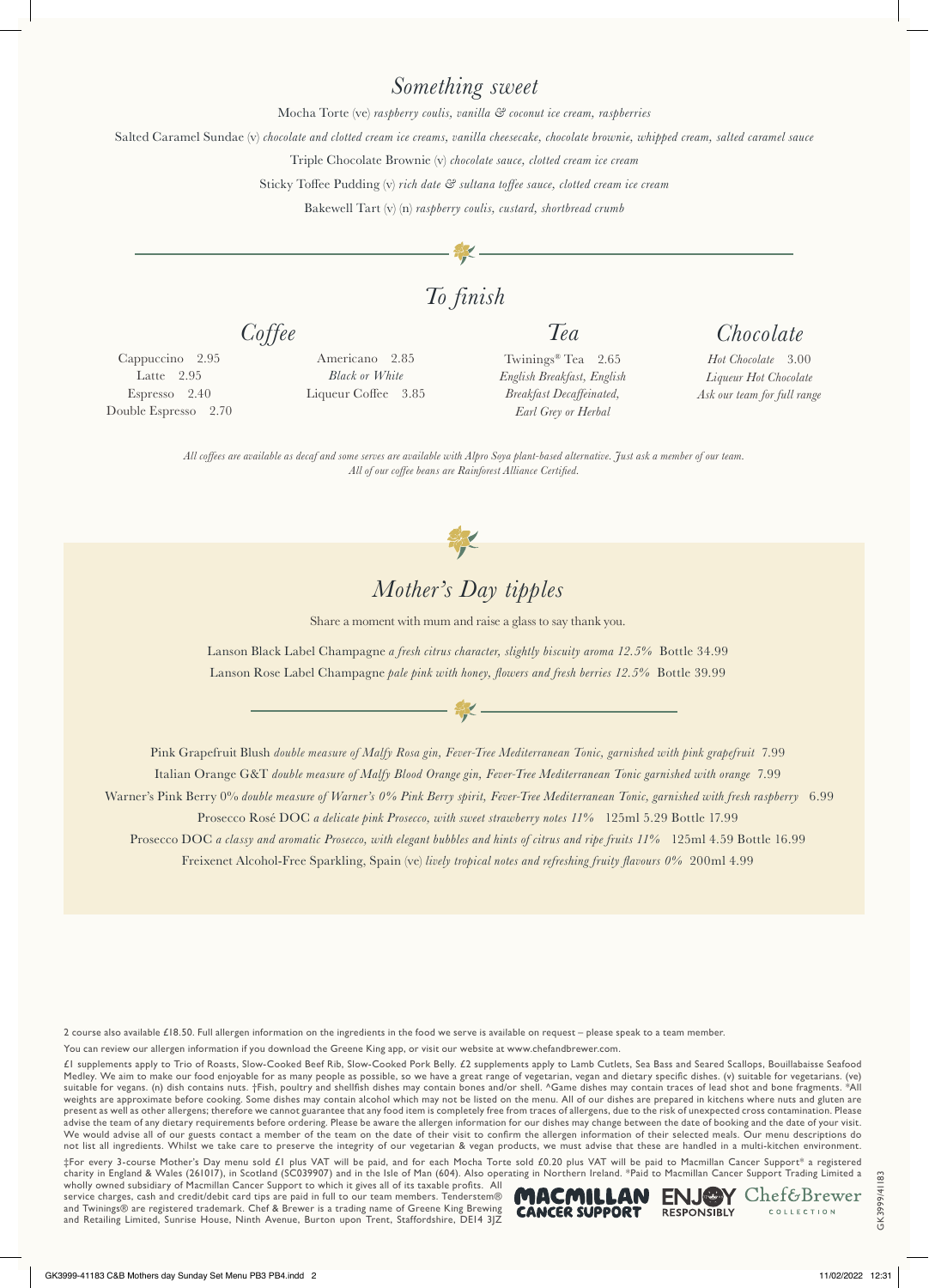## *Something sweet*

Mocha Torte (ve) *raspberry coulis, vanilla & coconut ice cream, raspberries*

Salted Caramel Sundae (v) *chocolate and clotted cream ice creams, vanilla cheesecake, chocolate brownie, whipped cream, salted caramel sauce*

Triple Chocolate Brownie (v) *chocolate sauce, clotted cream ice cream*

Sticky Toffee Pudding (v) *rich date & sultana toffee sauce, clotted cream ice cream*

Bakewell Tart (v) (n) *raspberry coulis, custard, shortbread crumb*

## *To finish*

### *Coffee*

Cappuccino 2.95
Latte 2.95
Espresso 2.40
Double Espresso 2.70

Americano 2.85
*Black or White*
Liqueur Coffee 3.85

### *Tea*

Twinings® Tea 2.65
*English Breakfast, English Breakfast Decaffeinated, Earl Grey or Herbal*

### *Chocolate*

*Hot Chocolate* 3.00
*Liqueur Hot Chocolate*
*Ask our team for full range*

*All coffees are available as decaf and some serves are available with Alpro Soya plant-based alternative. Just ask a member of our team.*
*All of our coffee beans are Rainforest Alliance Certified.*

## *Mother's Day tipples*

Share a moment with mum and raise a glass to say thank you.

Lanson Black Label Champagne *a fresh citrus character, slightly biscuity aroma 12.5%* Bottle 34.99

Lanson Rose Label Champagne *pale pink with honey, flowers and fresh berries 12.5%* Bottle 39.99

Pink Grapefruit Blush *double measure of Malfy Rosa gin, Fever-Tree Mediterranean Tonic, garnished with pink grapefruit* 7.99

Italian Orange G&T *double measure of Malfy Blood Orange gin, Fever-Tree Mediterranean Tonic garnished with orange* 7.99

Warner's Pink Berry 0% *double measure of Warner's 0% Pink Berry spirit, Fever-Tree Mediterranean Tonic, garnished with fresh raspberry* 6.99

Prosecco Rosé DOC *a delicate pink Prosecco, with sweet strawberry notes 11%* 125ml 5.29 Bottle 17.99

Prosecco DOC *a classy and aromatic Prosecco, with elegant bubbles and hints of citrus and ripe fruits 11%* 125ml 4.59 Bottle 16.99

Freixenet Alcohol-Free Sparkling, Spain (ve) *lively tropical notes and refreshing fruity flavours 0%* 200ml 4.99

2 course also available £18.50. Full allergen information on the ingredients in the food we serve is available on request – please speak to a team member.

You can review our allergen information if you download the Greene King app, or visit our website at www.chefandbrewer.com.

£1 supplements apply to Trio of Roasts, Slow-Cooked Beef Rib, Slow-Cooked Pork Belly. £2 supplements apply to Lamb Cutlets, Sea Bass and Seared Scallops, Bouillabaisse Seafood Medley. We aim to make our food enjoyable for as many people as possible, so we have a great range of vegetarian, vegan and dietary specific dishes. (v) suitable for vegetarians. (ve) suitable for vegans. (n) dish contains nuts. †Fish, poultry and shellfish dishes may contain bones and/or shell. ^Game dishes may contain traces of lead shot and bone fragments. *All weights are approximate before cooking. Some dishes may contain alcohol which may not be listed on the menu. All of our dishes are prepared in kitchens where nuts and gluten are present as well as other allergens; therefore we cannot guarantee that any food item is completely free from traces of allergens, due to the risk of unexpected cross contamination. Please advise the team of any dietary requirements before ordering. Please be aware the allergen information for our dishes may change between the date of booking and the date of your visit. We would advise all of our guests contact a member of the team on the date of their visit to confirm the allergen information of their selected meals. Our menu descriptions do not list all ingredients. Whilst we take care to preserve the integrity of our vegetarian & vegan products, we must advise that these are handled in a multi-kitchen environment.

‡For every 3-course Mother's Day menu sold £1 plus VAT will be paid, and for each Mocha Torte sold £0.20 plus VAT will be paid to Macmillan Cancer Support* a registered charity in England & Wales (261017), in Scotland (SC039907) and in the Isle of Man (604). Also operating in Northern Ireland. *Paid to Macmillan Cancer Support Trading Limited a wholly owned subsidiary of Macmillan Cancer Support to which it gives all of its taxable profits. All service charges, cash and credit/debit card tips are paid in full to our team members. Tenderstem® and Twinings® are registered trademark. Chef & Brewer is a trading name of Greene King Brewing and Retailing Limited, Sunrise House, Ninth Avenue, Burton upon Trent, Staffordshire, DE14 3JZ

MACMILLAN CANCER SUPPORT
ENJOY RESPONSIBLY
Chef&Brewer COLLECTION

GK3999/41183